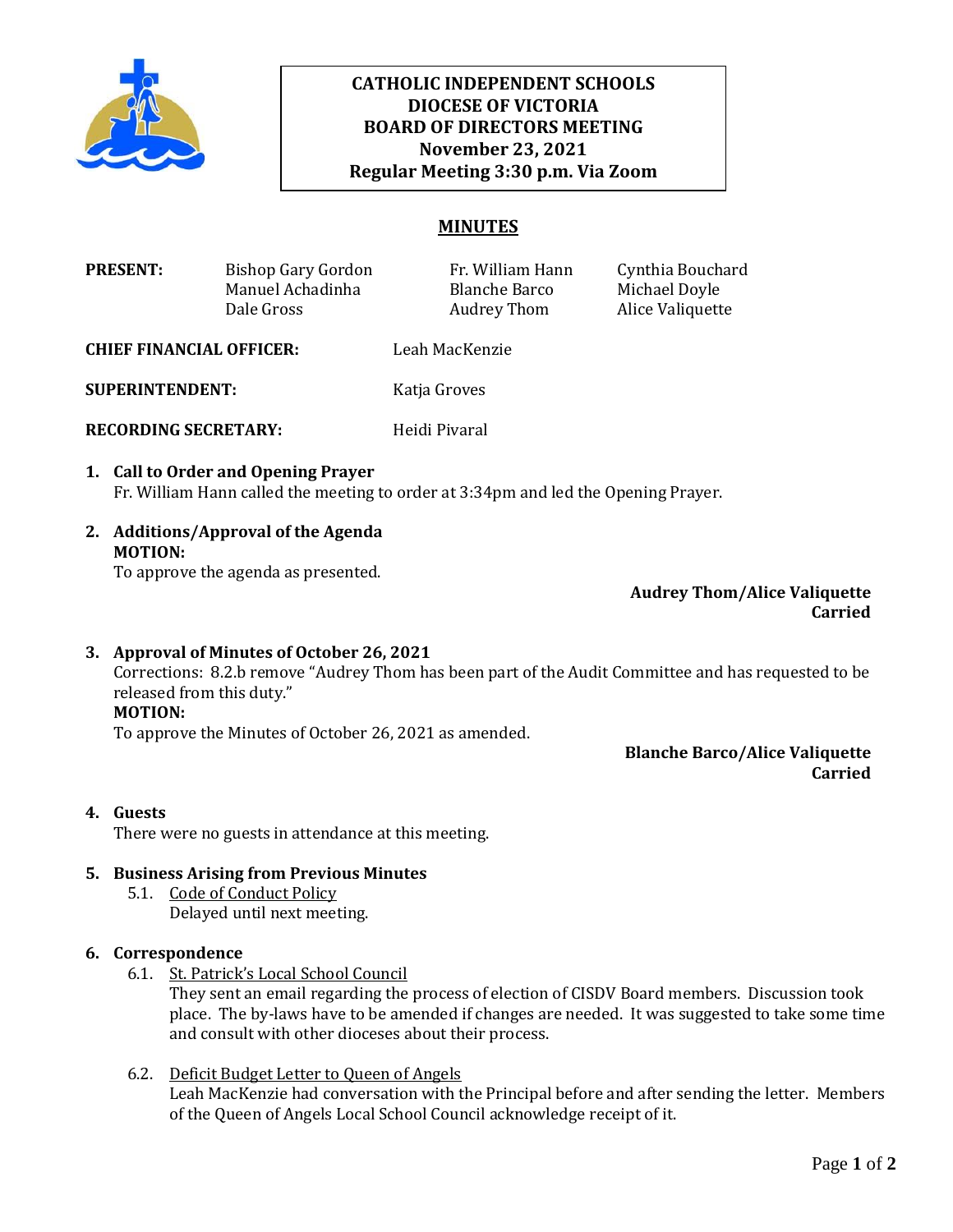**CATHOLIC INDEPENDENT SCHOOLS**
**DIOCESE OF VICTORIA**
**BOARD OF DIRECTORS MEETING**
**November 23, 2021**
**Regular Meeting 3:30 p.m. Via Zoom**

# MINUTES

| **PRESENT:** | Bishop Gary Gordon | Fr. William Hann | Cynthia Bouchard |
|---|---|---|---|
| | Manuel Achadinha | Blanche Barco | Michael Doyle |
| | Dale Gross | Audrey Thom | Alice Valiquette |

**CHIEF FINANCIAL OFFICER:** Leah MacKenzie

**SUPERINTENDENT:** Katja Groves

**RECORDING SECRETARY:** Heidi Pivaral

1. **Call to Order and Opening Prayer**
   Fr. William Hann called the meeting to order at 3:34pm and led the Opening Prayer.

2. **Additions/Approval of the Agenda**
   **MOTION:**
   To approve the agenda as presented.

   **Audrey Thom/Alice Valiquette**
   **Carried**

3. **Approval of Minutes of October 26, 2021**
   Corrections: 8.2.b remove "Audrey Thom has been part of the Audit Committee and has requested to be released from this duty."
   **MOTION:**
   To approve the Minutes of October 26, 2021 as amended.

   **Blanche Barco/Alice Valiquette**
   **Carried**

4. **Guests**
   There were no guests in attendance at this meeting.

5. **Business Arising from Previous Minutes**
   5.1. Code of Conduct Policy
   Delayed until next meeting.

6. **Correspondence**
   6.1. St. Patrick's Local School Council
   They sent an email regarding the process of election of CISDV Board members. Discussion took place. The by-laws have to be amended if changes are needed. It was suggested to take some time and consult with other dioceses about their process.

   6.2. Deficit Budget Letter to Queen of Angels
   Leah MacKenzie had conversation with the Principal before and after sending the letter. Members of the Queen of Angels Local School Council acknowledge receipt of it.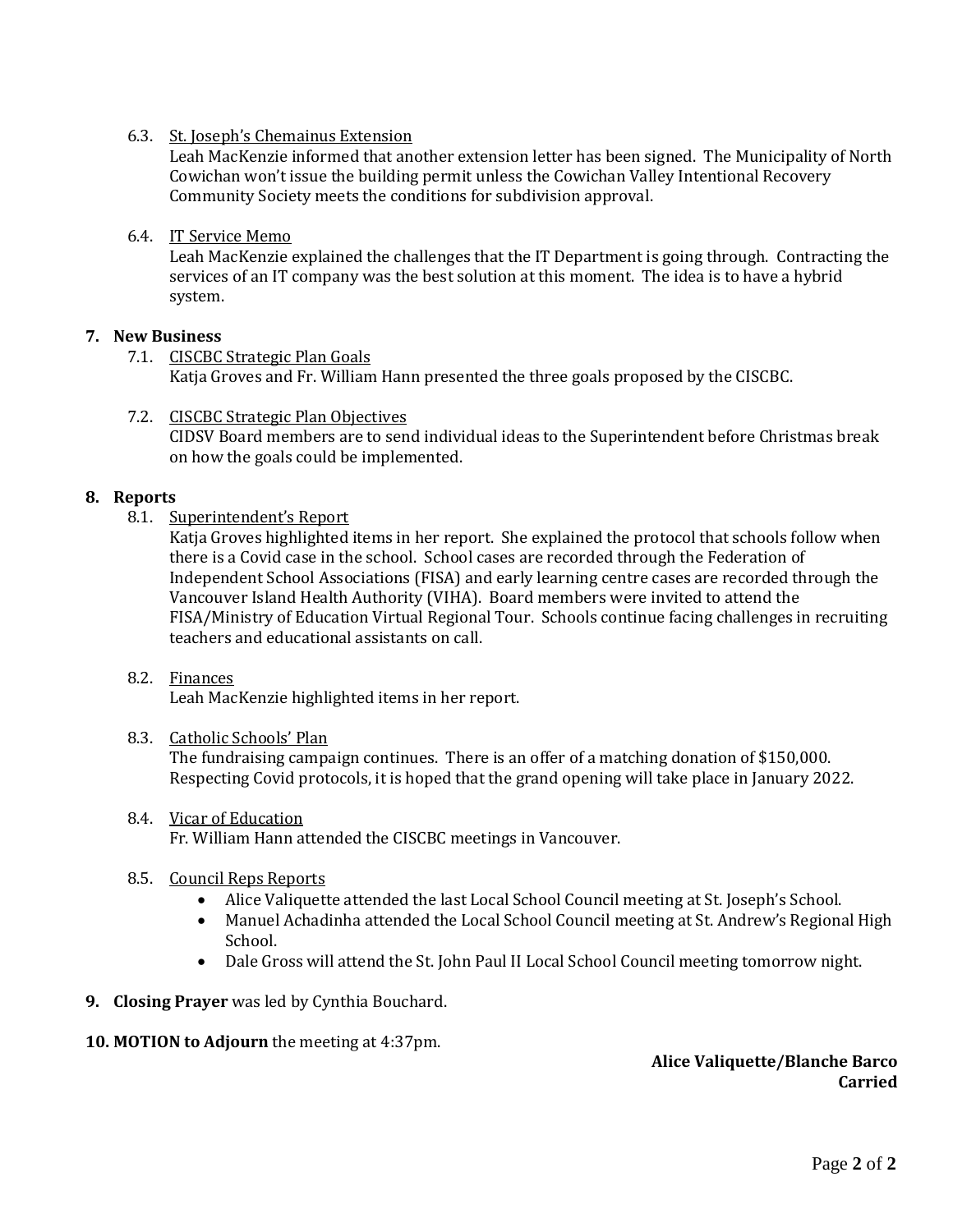6.3. St. Joseph's Chemainus Extension

Leah MacKenzie informed that another extension letter has been signed. The Municipality of North Cowichan won't issue the building permit unless the Cowichan Valley Intentional Recovery Community Society meets the conditions for subdivision approval.

6.4. IT Service Memo

Leah MacKenzie explained the challenges that the IT Department is going through. Contracting the services of an IT company was the best solution at this moment. The idea is to have a hybrid system.

**7. New Business**

7.1. CISCBC Strategic Plan Goals

Katja Groves and Fr. William Hann presented the three goals proposed by the CISCBC.

7.2. CISCBC Strategic Plan Objectives

CIDSV Board members are to send individual ideas to the Superintendent before Christmas break on how the goals could be implemented.

**8. Reports**

8.1. Superintendent's Report

Katja Groves highlighted items in her report. She explained the protocol that schools follow when there is a Covid case in the school. School cases are recorded through the Federation of Independent School Associations (FISA) and early learning centre cases are recorded through the Vancouver Island Health Authority (VIHA). Board members were invited to attend the FISA/Ministry of Education Virtual Regional Tour. Schools continue facing challenges in recruiting teachers and educational assistants on call.

8.2. Finances

Leah MacKenzie highlighted items in her report.

8.3. Catholic Schools' Plan

The fundraising campaign continues. There is an offer of a matching donation of $150,000. Respecting Covid protocols, it is hoped that the grand opening will take place in January 2022.

8.4. Vicar of Education

Fr. William Hann attended the CISCBC meetings in Vancouver.

8.5. Council Reps Reports

- Alice Valiquette attended the last Local School Council meeting at St. Joseph's School.
- Manuel Achadinha attended the Local School Council meeting at St. Andrew's Regional High School.
- Dale Gross will attend the St. John Paul II Local School Council meeting tomorrow night.

**9. Closing Prayer** was led by Cynthia Bouchard.

**10. MOTION to Adjourn** the meeting at 4:37pm.

**Alice Valiquette/Blanche Barco**
**Carried**